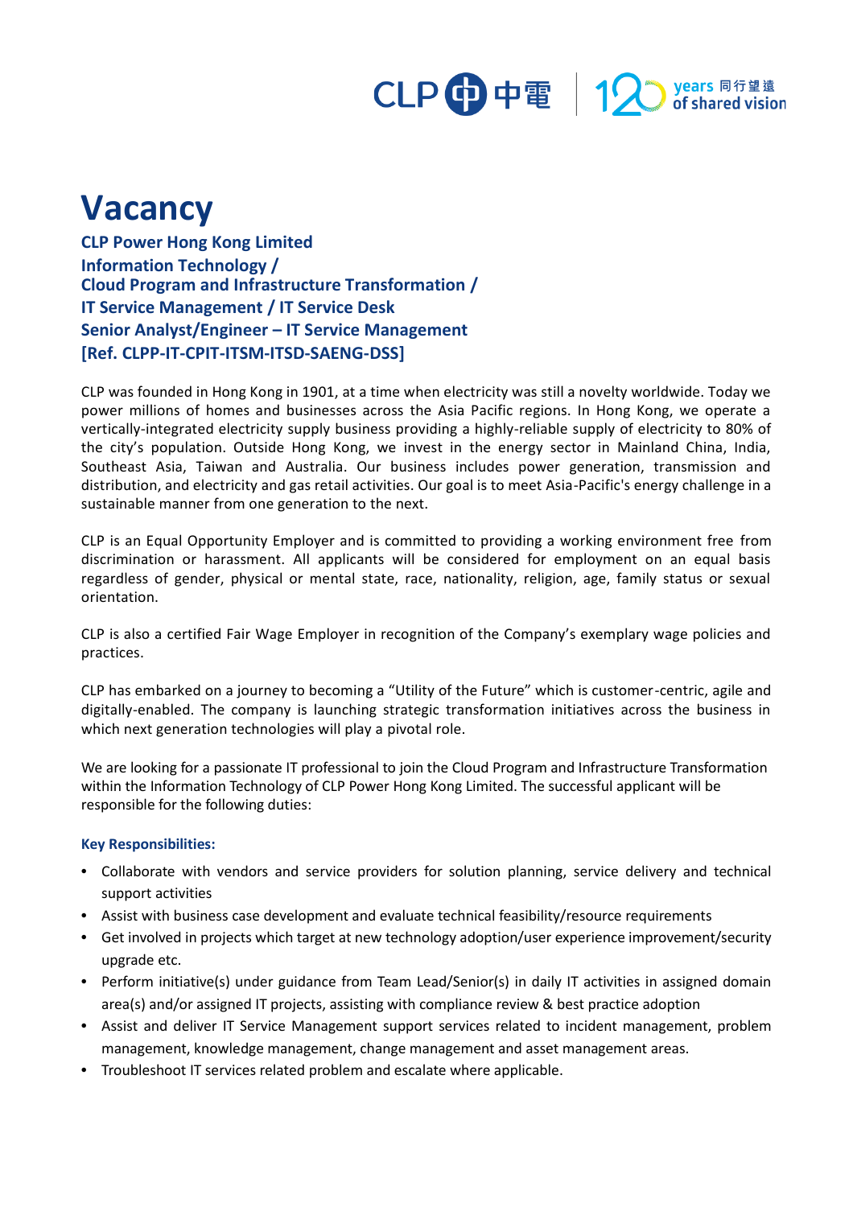# Vacancy

**CLP Power Hong Kong Limited**
**Information Technology /**
**Cloud Program and Infrastructure Transformation /**
**IT Service Management / IT Service Desk**
**Senior Analyst/Engineer – IT Service Management**
**[Ref. CLPP-IT-CPIT-ITSM-ITSD-SAENG-DSS]**

CLP was founded in Hong Kong in 1901, at a time when electricity was still a novelty worldwide. Today we power millions of homes and businesses across the Asia Pacific regions. In Hong Kong, we operate a vertically-integrated electricity supply business providing a highly-reliable supply of electricity to 80% of the city's population. Outside Hong Kong, we invest in the energy sector in Mainland China, India, Southeast Asia, Taiwan and Australia. Our business includes power generation, transmission and distribution, and electricity and gas retail activities. Our goal is to meet Asia-Pacific's energy challenge in a sustainable manner from one generation to the next.

CLP is an Equal Opportunity Employer and is committed to providing a working environment free from discrimination or harassment. All applicants will be considered for employment on an equal basis regardless of gender, physical or mental state, race, nationality, religion, age, family status or sexual orientation.

CLP is also a certified Fair Wage Employer in recognition of the Company's exemplary wage policies and practices.

CLP has embarked on a journey to becoming a "Utility of the Future" which is customer-centric, agile and digitally-enabled. The company is launching strategic transformation initiatives across the business in which next generation technologies will play a pivotal role.

We are looking for a passionate IT professional to join the Cloud Program and Infrastructure Transformation within the Information Technology of CLP Power Hong Kong Limited. The successful applicant will be responsible for the following duties:

### Key Responsibilities:

- Collaborate with vendors and service providers for solution planning, service delivery and technical support activities
- Assist with business case development and evaluate technical feasibility/resource requirements
- Get involved in projects which target at new technology adoption/user experience improvement/security upgrade etc.
- Perform initiative(s) under guidance from Team Lead/Senior(s) in daily IT activities in assigned domain area(s) and/or assigned IT projects, assisting with compliance review & best practice adoption
- Assist and deliver IT Service Management support services related to incident management, problem management, knowledge management, change management and asset management areas.
- Troubleshoot IT services related problem and escalate where applicable.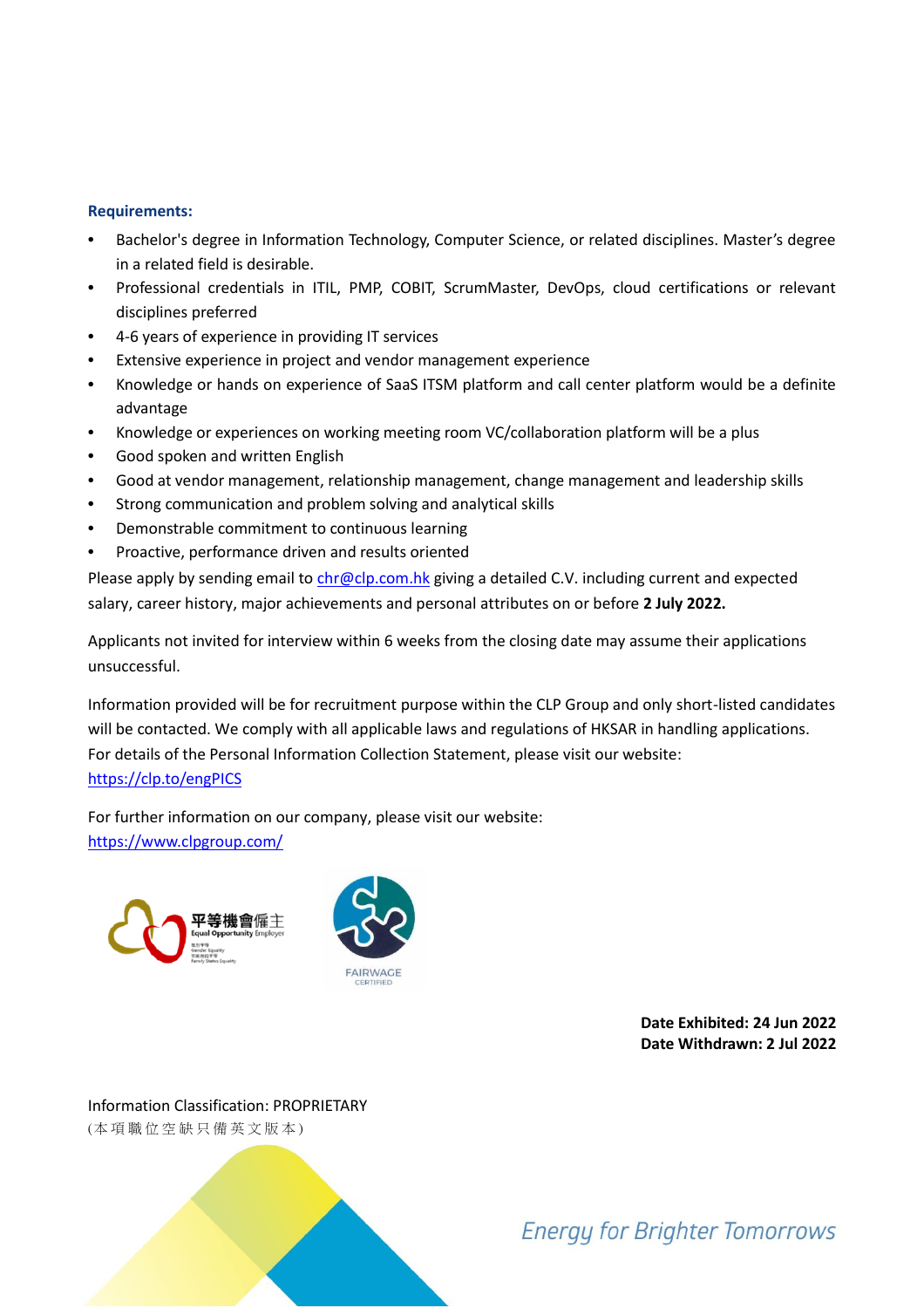**Requirements:**

- Bachelor's degree in Information Technology, Computer Science, or related disciplines. Master's degree in a related field is desirable.
- Professional credentials in ITIL, PMP, COBIT, ScrumMaster, DevOps, cloud certifications or relevant disciplines preferred
- 4-6 years of experience in providing IT services
- Extensive experience in project and vendor management experience
- Knowledge or hands on experience of SaaS ITSM platform and call center platform would be a definite advantage
- Knowledge or experiences on working meeting room VC/collaboration platform will be a plus
- Good spoken and written English
- Good at vendor management, relationship management, change management and leadership skills
- Strong communication and problem solving and analytical skills
- Demonstrable commitment to continuous learning
- Proactive, performance driven and results oriented

Please apply by sending email to chr@clp.com.hk giving a detailed C.V. including current and expected salary, career history, major achievements and personal attributes on or before **2 July 2022.**

Applicants not invited for interview within 6 weeks from the closing date may assume their applications unsuccessful.

Information provided will be for recruitment purpose within the CLP Group and only short-listed candidates will be contacted. We comply with all applicable laws and regulations of HKSAR in handling applications. For details of the Personal Information Collection Statement, please visit our website: https://clp.to/engPICS

For further information on our company, please visit our website: https://www.clpgroup.com/

平等機會僱主 Equal Opportunity Employer

FAIRWAGE CERTIFIED

**Date Exhibited: 24 Jun 2022**
**Date Withdrawn: 2 Jul 2022**

Information Classification: PROPRIETARY
(本項職位空缺只備英文版本)

*Energy for Brighter Tomorrows*